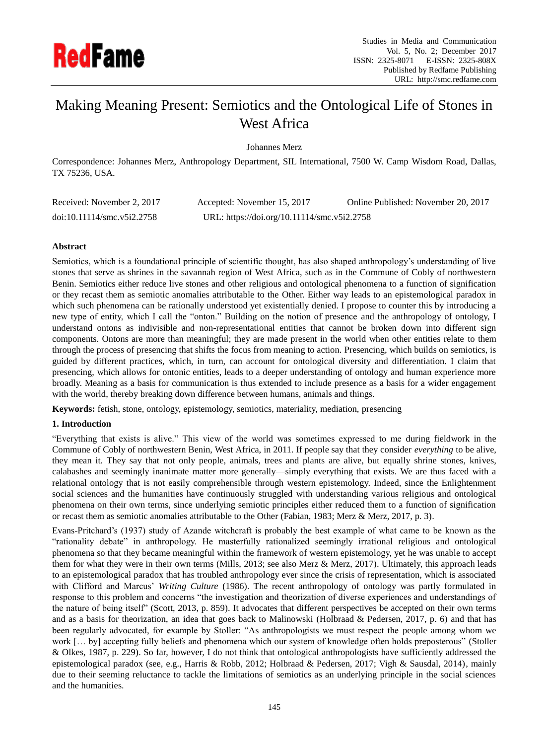# Making Meaning Present: Semiotics and the Ontological Life of Stones in West Africa

Johannes Merz

Correspondence: Johannes Merz, Anthropology Department, SIL International, 7500 W. Camp Wisdom Road, Dallas, TX 75236, USA.

Received: November 2, 2017 Accepted: November 15, 2017 Online Published: November 20, 2017

doi:10.11114/smc.v5i2.2758 URL: https://doi.org/10.11114/smc.v5i2.2758

## Abstract

Semiotics, which is a foundational principle of scientific thought, has also shaped anthropology's understanding of live stones that serve as shrines in the savannah region of West Africa, such as in the Commune of Cobly of northwestern Benin. Semiotics either reduce live stones and other religious and ontological phenomena to a function of signification or they recast them as semiotic anomalies attributable to the Other. Either way leads to an epistemological paradox in which such phenomena can be rationally understood yet existentially denied. I propose to counter this by introducing a new type of entity, which I call the "onton." Building on the notion of presence and the anthropology of ontology, I understand ontons as indivisible and non-representational entities that cannot be broken down into different sign components. Ontons are more than meaningful; they are made present in the world when other entities relate to them through the process of presencing that shifts the focus from meaning to action. Presencing, which builds on semiotics, is guided by different practices, which, in turn, can account for ontological diversity and differentiation. I claim that presencing, which allows for ontonic entities, leads to a deeper understanding of ontology and human experience more broadly. Meaning as a basis for communication is thus extended to include presence as a basis for a wider engagement with the world, thereby breaking down difference between humans, animals and things.

**Keywords:** fetish, stone, ontology, epistemology, semiotics, materiality, mediation, presencing

## 1. Introduction

"Everything that exists is alive." This view of the world was sometimes expressed to me during fieldwork in the Commune of Cobly of northwestern Benin, West Africa, in 2011. If people say that they consider *everything* to be alive, they mean it. They say that not only people, animals, trees and plants are alive, but equally shrine stones, knives, calabashes and seemingly inanimate matter more generally—simply everything that exists. We are thus faced with a relational ontology that is not easily comprehensible through western epistemology. Indeed, since the Enlightenment social sciences and the humanities have continuously struggled with understanding various religious and ontological phenomena on their own terms, since underlying semiotic principles either reduced them to a function of signification or recast them as semiotic anomalies attributable to the Other (Fabian, 1983; Merz & Merz, 2017, p. 3).

Evans-Pritchard's (1937) study of Azande witchcraft is probably the best example of what came to be known as the "rationality debate" in anthropology. He masterfully rationalized seemingly irrational religious and ontological phenomena so that they became meaningful within the framework of western epistemology, yet he was unable to accept them for what they were in their own terms (Mills, 2013; see also Merz & Merz, 2017). Ultimately, this approach leads to an epistemological paradox that has troubled anthropology ever since the crisis of representation, which is associated with Clifford and Marcus' *Writing Culture* (1986). The recent anthropology of ontology was partly formulated in response to this problem and concerns "the investigation and theorization of diverse experiences and understandings of the nature of being itself" (Scott, 2013, p. 859). It advocates that different perspectives be accepted on their own terms and as a basis for theorization, an idea that goes back to Malinowski (Holbraad & Pedersen, 2017, p. 6) and that has been regularly advocated, for example by Stoller: "As anthropologists we must respect the people among whom we work [… by] accepting fully beliefs and phenomena which our system of knowledge often holds preposterous" (Stoller & Olkes, 1987, p. 229). So far, however, I do not think that ontological anthropologists have sufficiently addressed the epistemological paradox (see, e.g., Harris & Robb, 2012; Holbraad & Pedersen, 2017; Vigh & Sausdal, 2014), mainly due to their seeming reluctance to tackle the limitations of semiotics as an underlying principle in the social sciences and the humanities.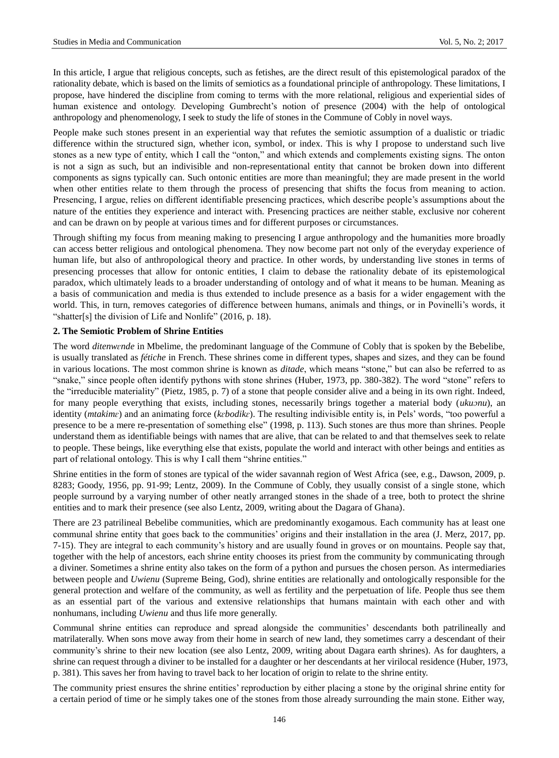In this article, I argue that religious concepts, such as fetishes, are the direct result of this epistemological paradox of the rationality debate, which is based on the limits of semiotics as a foundational principle of anthropology. These limitations, I propose, have hindered the discipline from coming to terms with the more relational, religious and experiential sides of human existence and ontology. Developing Gumbrecht's notion of presence (2004) with the help of ontological anthropology and phenomenology, I seek to study the life of stones in the Commune of Cobly in novel ways.

People make such stones present in an experiential way that refutes the semiotic assumption of a dualistic or triadic difference within the structured sign, whether icon, symbol, or index. This is why I propose to understand such live stones as a new type of entity, which I call the "onton," and which extends and complements existing signs. The onton is not a sign as such, but an indivisible and non-representational entity that cannot be broken down into different components as signs typically can. Such ontonic entities are more than meaningful; they are made present in the world when other entities relate to them through the process of presencing that shifts the focus from meaning to action. Presencing, I argue, relies on different identifiable presencing practices, which describe people's assumptions about the nature of the entities they experience and interact with. Presencing practices are neither stable, exclusive nor coherent and can be drawn on by people at various times and for different purposes or circumstances.

Through shifting my focus from meaning making to presencing I argue anthropology and the humanities more broadly can access better religious and ontological phenomena. They now become part not only of the everyday experience of human life, but also of anthropological theory and practice. In other words, by understanding live stones in terms of presencing processes that allow for ontonic entities, I claim to debase the rationality debate of its epistemological paradox, which ultimately leads to a broader understanding of ontology and of what it means to be human. Meaning as a basis of communication and media is thus extended to include presence as a basis for a wider engagement with the world. This, in turn, removes categories of difference between humans, animals and things, or in Povinelli's words, it "shatter[s] the division of Life and Nonlife" (2016, p. 18).

## 2. The Semiotic Problem of Shrine Entities

The word *ditenwɛnde* in Mbelime, the predominant language of the Commune of Cobly that is spoken by the Bebelibe, is usually translated as *fétiche* in French. These shrines come in different types, shapes and sizes, and they can be found in various locations. The most common shrine is known as *ditade*, which means "stone," but can also be referred to as "snake," since people often identify pythons with stone shrines (Huber, 1973, pp. 380-382). The word "stone" refers to the "irreducible materiality" (Pietz, 1985, p. 7) of a stone that people consider alive and a being in its own right. Indeed, for many people everything that exists, including stones, necessarily brings together a material body (*ukuɔnu*), an identity (*mtakimɛ*) and an animating force (*kɛbodikɛ*). The resulting indivisible entity is, in Pels' words, "too powerful a presence to be a mere re-presentation of something else" (1998, p. 113). Such stones are thus more than shrines. People understand them as identifiable beings with names that are alive, that can be related to and that themselves seek to relate to people. These beings, like everything else that exists, populate the world and interact with other beings and entities as part of relational ontology. This is why I call them "shrine entities."

Shrine entities in the form of stones are typical of the wider savannah region of West Africa (see, e.g., Dawson, 2009, p. 8283; Goody, 1956, pp. 91-99; Lentz, 2009). In the Commune of Cobly, they usually consist of a single stone, which people surround by a varying number of other neatly arranged stones in the shade of a tree, both to protect the shrine entities and to mark their presence (see also Lentz, 2009, writing about the Dagara of Ghana).

There are 23 patrilineal Bebelibe communities, which are predominantly exogamous. Each community has at least one communal shrine entity that goes back to the communities' origins and their installation in the area (J. Merz, 2017, pp. 7-15). They are integral to each community's history and are usually found in groves or on mountains. People say that, together with the help of ancestors, each shrine entity chooses its priest from the community by communicating through a diviner. Sometimes a shrine entity also takes on the form of a python and pursues the chosen person. As intermediaries between people and *Uwienu* (Supreme Being, God), shrine entities are relationally and ontologically responsible for the general protection and welfare of the community, as well as fertility and the perpetuation of life. People thus see them as an essential part of the various and extensive relationships that humans maintain with each other and with nonhumans, including *Uwienu* and thus life more generally.

Communal shrine entities can reproduce and spread alongside the communities' descendants both patrilineally and matrilaterally. When sons move away from their home in search of new land, they sometimes carry a descendant of their community's shrine to their new location (see also Lentz, 2009, writing about Dagara earth shrines). As for daughters, a shrine can request through a diviner to be installed for a daughter or her descendants at her virilocal residence (Huber, 1973, p. 381). This saves her from having to travel back to her location of origin to relate to the shrine entity.

The community priest ensures the shrine entities' reproduction by either placing a stone by the original shrine entity for a certain period of time or he simply takes one of the stones from those already surrounding the main stone. Either way,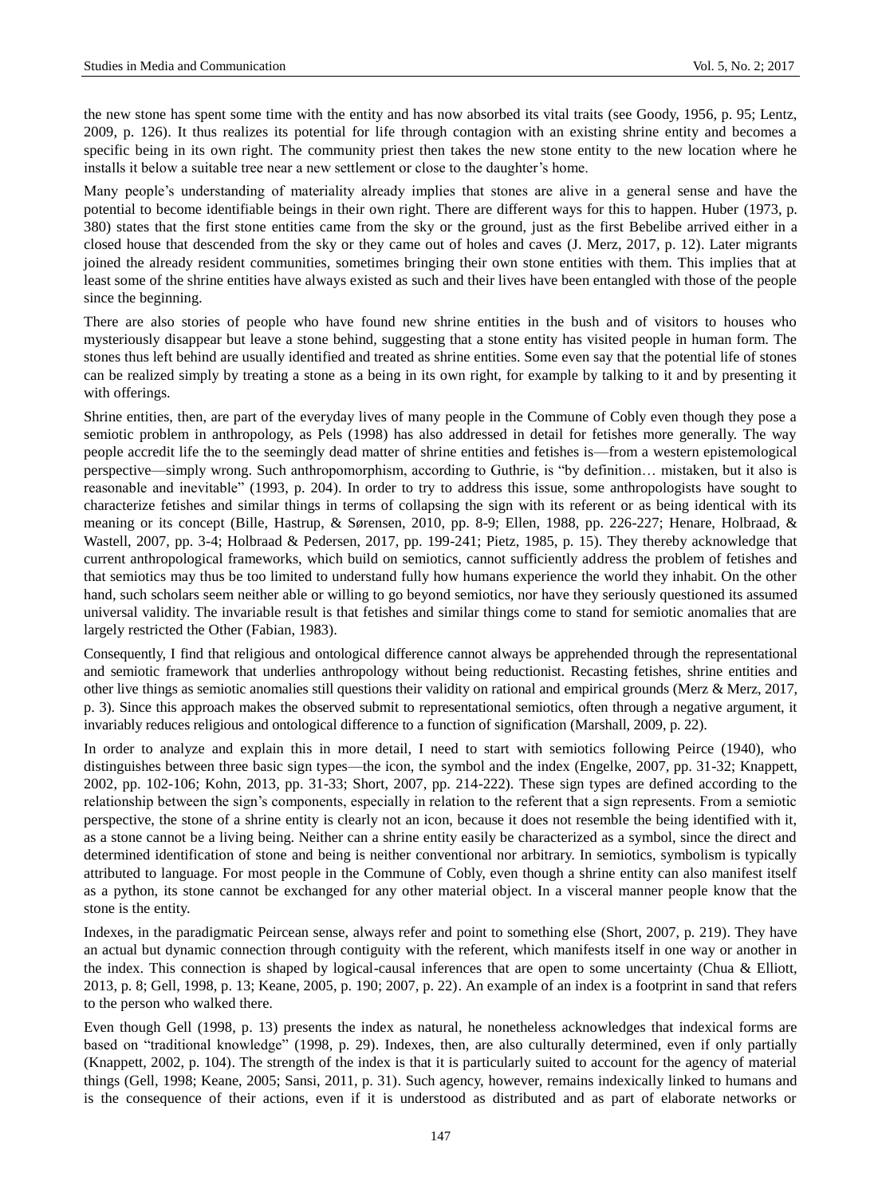the new stone has spent some time with the entity and has now absorbed its vital traits (see Goody, 1956, p. 95; Lentz, 2009, p. 126). It thus realizes its potential for life through contagion with an existing shrine entity and becomes a specific being in its own right. The community priest then takes the new stone entity to the new location where he installs it below a suitable tree near a new settlement or close to the daughter's home.

Many people's understanding of materiality already implies that stones are alive in a general sense and have the potential to become identifiable beings in their own right. There are different ways for this to happen. Huber (1973, p. 380) states that the first stone entities came from the sky or the ground, just as the first Bebelibe arrived either in a closed house that descended from the sky or they came out of holes and caves (J. Merz, 2017, p. 12). Later migrants joined the already resident communities, sometimes bringing their own stone entities with them. This implies that at least some of the shrine entities have always existed as such and their lives have been entangled with those of the people since the beginning.

There are also stories of people who have found new shrine entities in the bush and of visitors to houses who mysteriously disappear but leave a stone behind, suggesting that a stone entity has visited people in human form. The stones thus left behind are usually identified and treated as shrine entities. Some even say that the potential life of stones can be realized simply by treating a stone as a being in its own right, for example by talking to it and by presenting it with offerings.

Shrine entities, then, are part of the everyday lives of many people in the Commune of Cobly even though they pose a semiotic problem in anthropology, as Pels (1998) has also addressed in detail for fetishes more generally. The way people accredit life the to the seemingly dead matter of shrine entities and fetishes is—from a western epistemological perspective—simply wrong. Such anthropomorphism, according to Guthrie, is "by definition… mistaken, but it also is reasonable and inevitable" (1993, p. 204). In order to try to address this issue, some anthropologists have sought to characterize fetishes and similar things in terms of collapsing the sign with its referent or as being identical with its meaning or its concept (Bille, Hastrup, & Sørensen, 2010, pp. 8-9; Ellen, 1988, pp. 226-227; Henare, Holbraad, & Wastell, 2007, pp. 3-4; Holbraad & Pedersen, 2017, pp. 199-241; Pietz, 1985, p. 15). They thereby acknowledge that current anthropological frameworks, which build on semiotics, cannot sufficiently address the problem of fetishes and that semiotics may thus be too limited to understand fully how humans experience the world they inhabit. On the other hand, such scholars seem neither able or willing to go beyond semiotics, nor have they seriously questioned its assumed universal validity. The invariable result is that fetishes and similar things come to stand for semiotic anomalies that are largely restricted the Other (Fabian, 1983).

Consequently, I find that religious and ontological difference cannot always be apprehended through the representational and semiotic framework that underlies anthropology without being reductionist. Recasting fetishes, shrine entities and other live things as semiotic anomalies still questions their validity on rational and empirical grounds (Merz & Merz, 2017, p. 3). Since this approach makes the observed submit to representational semiotics, often through a negative argument, it invariably reduces religious and ontological difference to a function of signification (Marshall, 2009, p. 22).

In order to analyze and explain this in more detail, I need to start with semiotics following Peirce (1940), who distinguishes between three basic sign types—the icon, the symbol and the index (Engelke, 2007, pp. 31-32; Knappett, 2002, pp. 102-106; Kohn, 2013, pp. 31-33; Short, 2007, pp. 214-222). These sign types are defined according to the relationship between the sign's components, especially in relation to the referent that a sign represents. From a semiotic perspective, the stone of a shrine entity is clearly not an icon, because it does not resemble the being identified with it, as a stone cannot be a living being. Neither can a shrine entity easily be characterized as a symbol, since the direct and determined identification of stone and being is neither conventional nor arbitrary. In semiotics, symbolism is typically attributed to language. For most people in the Commune of Cobly, even though a shrine entity can also manifest itself as a python, its stone cannot be exchanged for any other material object. In a visceral manner people know that the stone is the entity.

Indexes, in the paradigmatic Peircean sense, always refer and point to something else (Short, 2007, p. 219). They have an actual but dynamic connection through contiguity with the referent, which manifests itself in one way or another in the index. This connection is shaped by logical-causal inferences that are open to some uncertainty (Chua & Elliott, 2013, p. 8; Gell, 1998, p. 13; Keane, 2005, p. 190; 2007, p. 22). An example of an index is a footprint in sand that refers to the person who walked there.

Even though Gell (1998, p. 13) presents the index as natural, he nonetheless acknowledges that indexical forms are based on "traditional knowledge" (1998, p. 29). Indexes, then, are also culturally determined, even if only partially (Knappett, 2002, p. 104). The strength of the index is that it is particularly suited to account for the agency of material things (Gell, 1998; Keane, 2005; Sansi, 2011, p. 31). Such agency, however, remains indexically linked to humans and is the consequence of their actions, even if it is understood as distributed and as part of elaborate networks or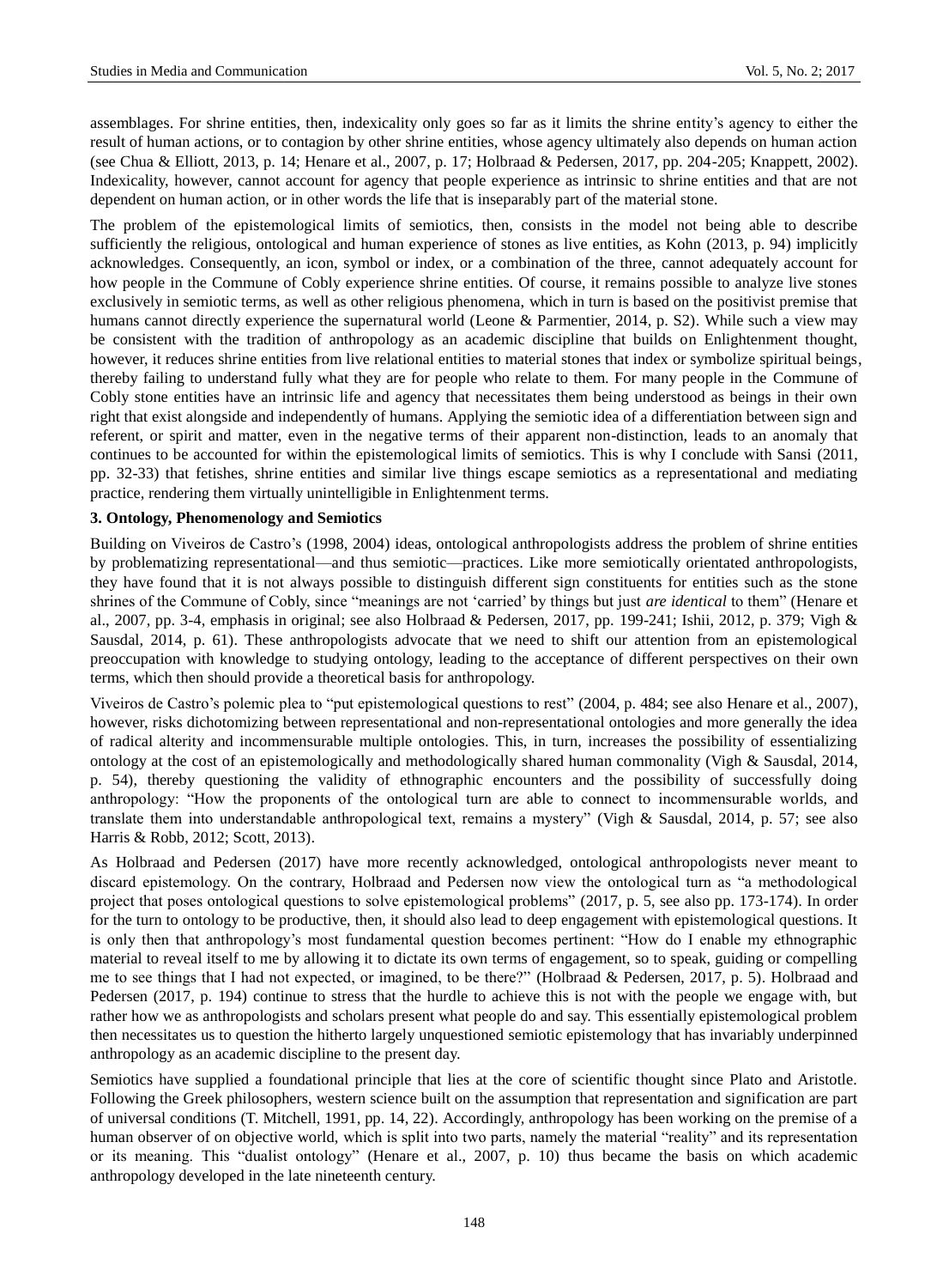assemblages. For shrine entities, then, indexicality only goes so far as it limits the shrine entity's agency to either the result of human actions, or to contagion by other shrine entities, whose agency ultimately also depends on human action (see Chua & Elliott, 2013, p. 14; Henare et al., 2007, p. 17; Holbraad & Pedersen, 2017, pp. 204-205; Knappett, 2002). Indexicality, however, cannot account for agency that people experience as intrinsic to shrine entities and that are not dependent on human action, or in other words the life that is inseparably part of the material stone.

The problem of the epistemological limits of semiotics, then, consists in the model not being able to describe sufficiently the religious, ontological and human experience of stones as live entities, as Kohn (2013, p. 94) implicitly acknowledges. Consequently, an icon, symbol or index, or a combination of the three, cannot adequately account for how people in the Commune of Cobly experience shrine entities. Of course, it remains possible to analyze live stones exclusively in semiotic terms, as well as other religious phenomena, which in turn is based on the positivist premise that humans cannot directly experience the supernatural world (Leone & Parmentier, 2014, p. S2). While such a view may be consistent with the tradition of anthropology as an academic discipline that builds on Enlightenment thought, however, it reduces shrine entities from live relational entities to material stones that index or symbolize spiritual beings, thereby failing to understand fully what they are for people who relate to them. For many people in the Commune of Cobly stone entities have an intrinsic life and agency that necessitates them being understood as beings in their own right that exist alongside and independently of humans. Applying the semiotic idea of a differentiation between sign and referent, or spirit and matter, even in the negative terms of their apparent non-distinction, leads to an anomaly that continues to be accounted for within the epistemological limits of semiotics. This is why I conclude with Sansi (2011, pp. 32-33) that fetishes, shrine entities and similar live things escape semiotics as a representational and mediating practice, rendering them virtually unintelligible in Enlightenment terms.

### 3. Ontology, Phenomenology and Semiotics

Building on Viveiros de Castro's (1998, 2004) ideas, ontological anthropologists address the problem of shrine entities by problematizing representational—and thus semiotic—practices. Like more semiotically orientated anthropologists, they have found that it is not always possible to distinguish different sign constituents for entities such as the stone shrines of the Commune of Cobly, since "meanings are not 'carried' by things but just *are identical* to them" (Henare et al., 2007, pp. 3-4, emphasis in original; see also Holbraad & Pedersen, 2017, pp. 199-241; Ishii, 2012, p. 379; Vigh & Sausdal, 2014, p. 61). These anthropologists advocate that we need to shift our attention from an epistemological preoccupation with knowledge to studying ontology, leading to the acceptance of different perspectives on their own terms, which then should provide a theoretical basis for anthropology.

Viveiros de Castro's polemic plea to "put epistemological questions to rest" (2004, p. 484; see also Henare et al., 2007), however, risks dichotomizing between representational and non-representational ontologies and more generally the idea of radical alterity and incommensurable multiple ontologies. This, in turn, increases the possibility of essentializing ontology at the cost of an epistemologically and methodologically shared human commonality (Vigh & Sausdal, 2014, p. 54), thereby questioning the validity of ethnographic encounters and the possibility of successfully doing anthropology: "How the proponents of the ontological turn are able to connect to incommensurable worlds, and translate them into understandable anthropological text, remains a mystery" (Vigh & Sausdal, 2014, p. 57; see also Harris & Robb, 2012; Scott, 2013).

As Holbraad and Pedersen (2017) have more recently acknowledged, ontological anthropologists never meant to discard epistemology. On the contrary, Holbraad and Pedersen now view the ontological turn as "a methodological project that poses ontological questions to solve epistemological problems" (2017, p. 5, see also pp. 173-174). In order for the turn to ontology to be productive, then, it should also lead to deep engagement with epistemological questions. It is only then that anthropology's most fundamental question becomes pertinent: "How do I enable my ethnographic material to reveal itself to me by allowing it to dictate its own terms of engagement, so to speak, guiding or compelling me to see things that I had not expected, or imagined, to be there?" (Holbraad & Pedersen, 2017, p. 5). Holbraad and Pedersen (2017, p. 194) continue to stress that the hurdle to achieve this is not with the people we engage with, but rather how we as anthropologists and scholars present what people do and say. This essentially epistemological problem then necessitates us to question the hitherto largely unquestioned semiotic epistemology that has invariably underpinned anthropology as an academic discipline to the present day.

Semiotics have supplied a foundational principle that lies at the core of scientific thought since Plato and Aristotle. Following the Greek philosophers, western science built on the assumption that representation and signification are part of universal conditions (T. Mitchell, 1991, pp. 14, 22). Accordingly, anthropology has been working on the premise of a human observer of an objective world, which is split into two parts, namely the material "reality" and its representation or its meaning. This "dualist ontology" (Henare et al., 2007, p. 10) thus became the basis on which academic anthropology developed in the late nineteenth century.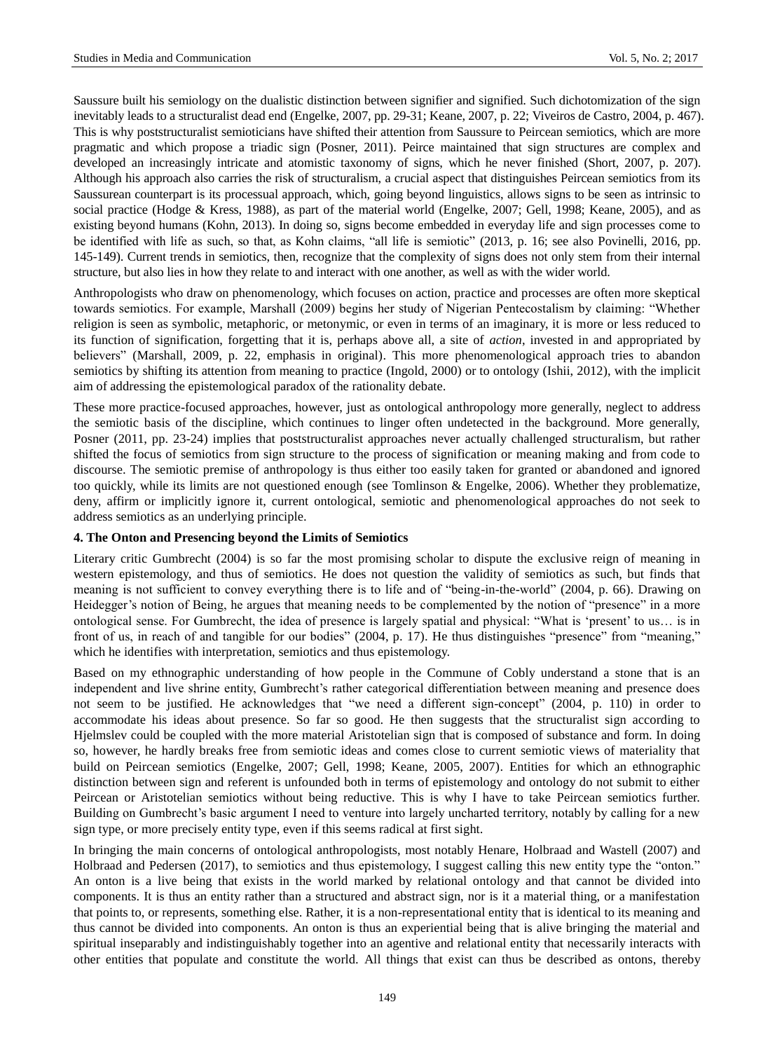Saussure built his semiology on the dualistic distinction between signifier and signified. Such dichotomization of the sign inevitably leads to a structuralist dead end (Engelke, 2007, pp. 29-31; Keane, 2007, p. 22; Viveiros de Castro, 2004, p. 467). This is why poststructuralist semioticians have shifted their attention from Saussure to Peircean semiotics, which are more pragmatic and which propose a triadic sign (Posner, 2011). Peirce maintained that sign structures are complex and developed an increasingly intricate and atomistic taxonomy of signs, which he never finished (Short, 2007, p. 207). Although his approach also carries the risk of structuralism, a crucial aspect that distinguishes Peircean semiotics from its Saussurean counterpart is its processual approach, which, going beyond linguistics, allows signs to be seen as intrinsic to social practice (Hodge & Kress, 1988), as part of the material world (Engelke, 2007; Gell, 1998; Keane, 2005), and as existing beyond humans (Kohn, 2013). In doing so, signs become embedded in everyday life and sign processes come to be identified with life as such, so that, as Kohn claims, "all life is semiotic" (2013, p. 16; see also Povinelli, 2016, pp. 145-149). Current trends in semiotics, then, recognize that the complexity of signs does not only stem from their internal structure, but also lies in how they relate to and interact with one another, as well as with the wider world.

Anthropologists who draw on phenomenology, which focuses on action, practice and processes are often more skeptical towards semiotics. For example, Marshall (2009) begins her study of Nigerian Pentecostalism by claiming: "Whether religion is seen as symbolic, metaphoric, or metonymic, or even in terms of an imaginary, it is more or less reduced to its function of signification, forgetting that it is, perhaps above all, a site of *action*, invested in and appropriated by believers" (Marshall, 2009, p. 22, emphasis in original). This more phenomenological approach tries to abandon semiotics by shifting its attention from meaning to practice (Ingold, 2000) or to ontology (Ishii, 2012), with the implicit aim of addressing the epistemological paradox of the rationality debate.

These more practice-focused approaches, however, just as ontological anthropology more generally, neglect to address the semiotic basis of the discipline, which continues to linger often undetected in the background. More generally, Posner (2011, pp. 23-24) implies that poststructuralist approaches never actually challenged structuralism, but rather shifted the focus of semiotics from sign structure to the process of signification or meaning making and from code to discourse. The semiotic premise of anthropology is thus either too easily taken for granted or abandoned and ignored too quickly, while its limits are not questioned enough (see Tomlinson & Engelke, 2006). Whether they problematize, deny, affirm or implicitly ignore it, current ontological, semiotic and phenomenological approaches do not seek to address semiotics as an underlying principle.

### 4. The Onton and Presencing beyond the Limits of Semiotics

Literary critic Gumbrecht (2004) is so far the most promising scholar to dispute the exclusive reign of meaning in western epistemology, and thus of semiotics. He does not question the validity of semiotics as such, but finds that meaning is not sufficient to convey everything there is to life and of "being-in-the-world" (2004, p. 66). Drawing on Heidegger's notion of Being, he argues that meaning needs to be complemented by the notion of "presence" in a more ontological sense. For Gumbrecht, the idea of presence is largely spatial and physical: "What is 'present' to us… is in front of us, in reach of and tangible for our bodies" (2004, p. 17). He thus distinguishes "presence" from "meaning," which he identifies with interpretation, semiotics and thus epistemology.

Based on my ethnographic understanding of how people in the Commune of Cobly understand a stone that is an independent and live shrine entity, Gumbrecht's rather categorical differentiation between meaning and presence does not seem to be justified. He acknowledges that "we need a different sign-concept" (2004, p. 110) in order to accommodate his ideas about presence. So far so good. He then suggests that the structuralist sign according to Hjelmslev could be coupled with the more material Aristotelian sign that is composed of substance and form. In doing so, however, he hardly breaks free from semiotic ideas and comes close to current semiotic views of materiality that build on Peircean semiotics (Engelke, 2007; Gell, 1998; Keane, 2005, 2007). Entities for which an ethnographic distinction between sign and referent is unfounded both in terms of epistemology and ontology do not submit to either Peircean or Aristotelian semiotics without being reductive. This is why I have to take Peircean semiotics further. Building on Gumbrecht's basic argument I need to venture into largely uncharted territory, notably by calling for a new sign type, or more precisely entity type, even if this seems radical at first sight.

In bringing the main concerns of ontological anthropologists, most notably Henare, Holbraad and Wastell (2007) and Holbraad and Pedersen (2017), to semiotics and thus epistemology, I suggest calling this new entity type the "onton." An onton is a live being that exists in the world marked by relational ontology and that cannot be divided into components. It is thus an entity rather than a structured and abstract sign, nor is it a material thing, or a manifestation that points to, or represents, something else. Rather, it is a non-representational entity that is identical to its meaning and thus cannot be divided into components. An onton is thus an experiential being that is alive bringing the material and spiritual inseparably and indistinguishably together into an agentive and relational entity that necessarily interacts with other entities that populate and constitute the world. All things that exist can thus be described as ontons, thereby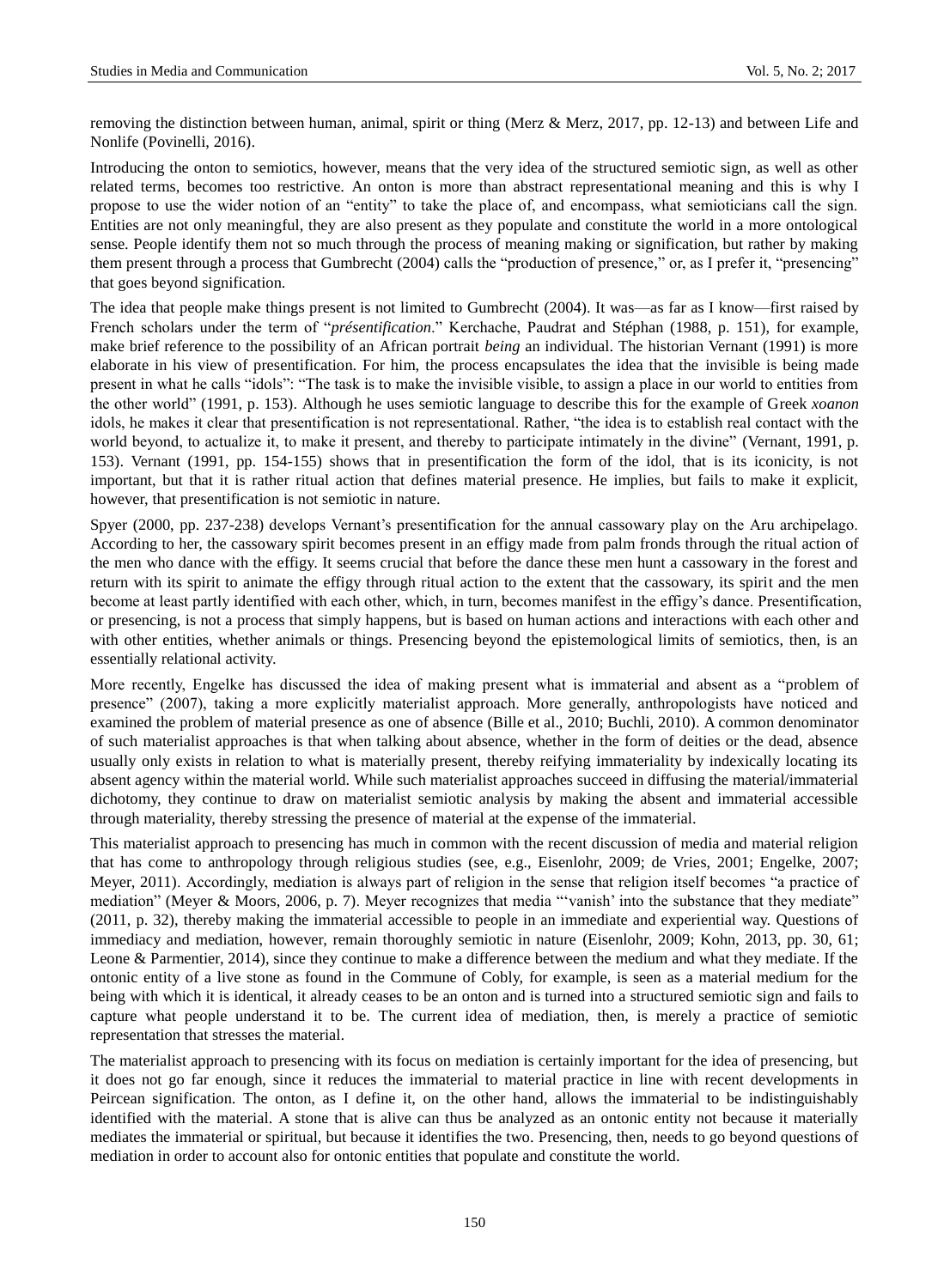removing the distinction between human, animal, spirit or thing (Merz & Merz, 2017, pp. 12-13) and between Life and Nonlife (Povinelli, 2016).

Introducing the onton to semiotics, however, means that the very idea of the structured semiotic sign, as well as other related terms, becomes too restrictive. An onton is more than abstract representational meaning and this is why I propose to use the wider notion of an "entity" to take the place of, and encompass, what semioticians call the sign. Entities are not only meaningful, they are also present as they populate and constitute the world in a more ontological sense. People identify them not so much through the process of meaning making or signification, but rather by making them present through a process that Gumbrecht (2004) calls the "production of presence," or, as I prefer it, "presencing" that goes beyond signification.

The idea that people make things present is not limited to Gumbrecht (2004). It was—as far as I know—first raised by French scholars under the term of "*présentification*." Kerchache, Paudrat and Stéphan (1988, p. 151), for example, make brief reference to the possibility of an African portrait *being* an individual. The historian Vernant (1991) is more elaborate in his view of presentification. For him, the process encapsulates the idea that the invisible is being made present in what he calls "idols": "The task is to make the invisible visible, to assign a place in our world to entities from the other world" (1991, p. 153). Although he uses semiotic language to describe this for the example of Greek *xoanon* idols, he makes it clear that presentification is not representational. Rather, "the idea is to establish real contact with the world beyond, to actualize it, to make it present, and thereby to participate intimately in the divine" (Vernant, 1991, p. 153). Vernant (1991, pp. 154-155) shows that in presentification the form of the idol, that is its iconicity, is not important, but that it is rather ritual action that defines material presence. He implies, but fails to make it explicit, however, that presentification is not semiotic in nature.

Spyer (2000, pp. 237-238) develops Vernant's presentification for the annual cassowary play on the Aru archipelago. According to her, the cassowary spirit becomes present in an effigy made from palm fronds through the ritual action of the men who dance with the effigy. It seems crucial that before the dance these men hunt a cassowary in the forest and return with its spirit to animate the effigy through ritual action to the extent that the cassowary, its spirit and the men become at least partly identified with each other, which, in turn, becomes manifest in the effigy's dance. Presentification, or presencing, is not a process that simply happens, but is based on human actions and interactions with each other and with other entities, whether animals or things. Presencing beyond the epistemological limits of semiotics, then, is an essentially relational activity.

More recently, Engelke has discussed the idea of making present what is immaterial and absent as a "problem of presence" (2007), taking a more explicitly materialist approach. More generally, anthropologists have noticed and examined the problem of material presence as one of absence (Bille et al., 2010; Buchli, 2010). A common denominator of such materialist approaches is that when talking about absence, whether in the form of deities or the dead, absence usually only exists in relation to what is materially present, thereby reifying immateriality by indexically locating its absent agency within the material world. While such materialist approaches succeed in diffusing the material/immaterial dichotomy, they continue to draw on materialist semiotic analysis by making the absent and immaterial accessible through materiality, thereby stressing the presence of material at the expense of the immaterial.

This materialist approach to presencing has much in common with the recent discussion of media and material religion that has come to anthropology through religious studies (see, e.g., Eisenlohr, 2009; de Vries, 2001; Engelke, 2007; Meyer, 2011). Accordingly, mediation is always part of religion in the sense that religion itself becomes "a practice of mediation" (Meyer & Moors, 2006, p. 7). Meyer recognizes that media "'vanish' into the substance that they mediate" (2011, p. 32), thereby making the immaterial accessible to people in an immediate and experiential way. Questions of immediacy and mediation, however, remain thoroughly semiotic in nature (Eisenlohr, 2009; Kohn, 2013, pp. 30, 61; Leone & Parmentier, 2014), since they continue to make a difference between the medium and what they mediate. If the ontonic entity of a live stone as found in the Commune of Cobly, for example, is seen as a material medium for the being with which it is identical, it already ceases to be an onton and is turned into a structured semiotic sign and fails to capture what people understand it to be. The current idea of mediation, then, is merely a practice of semiotic representation that stresses the material.

The materialist approach to presencing with its focus on mediation is certainly important for the idea of presencing, but it does not go far enough, since it reduces the immaterial to material practice in line with recent developments in Peircean signification. The onton, as I define it, on the other hand, allows the immaterial to be indistinguishably identified with the material. A stone that is alive can thus be analyzed as an ontonic entity not because it materially mediates the immaterial or spiritual, but because it identifies the two. Presencing, then, needs to go beyond questions of mediation in order to account also for ontonic entities that populate and constitute the world.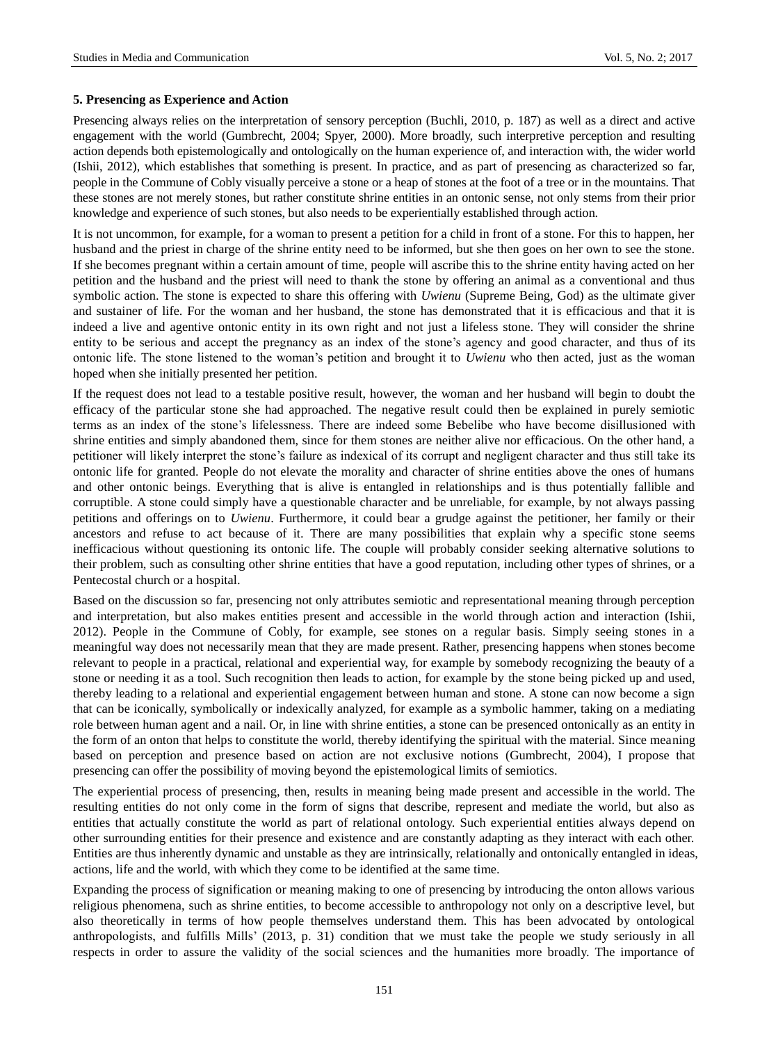### 5. Presencing as Experience and Action

Presencing always relies on the interpretation of sensory perception (Buchli, 2010, p. 187) as well as a direct and active engagement with the world (Gumbrecht, 2004; Spyer, 2000). More broadly, such interpretive perception and resulting action depends both epistemologically and ontologically on the human experience of, and interaction with, the wider world (Ishii, 2012), which establishes that something is present. In practice, and as part of presencing as characterized so far, people in the Commune of Cobly visually perceive a stone or a heap of stones at the foot of a tree or in the mountains. That these stones are not merely stones, but rather constitute shrine entities in an ontonic sense, not only stems from their prior knowledge and experience of such stones, but also needs to be experientially established through action.

It is not uncommon, for example, for a woman to present a petition for a child in front of a stone. For this to happen, her husband and the priest in charge of the shrine entity need to be informed, but she then goes on her own to see the stone. If she becomes pregnant within a certain amount of time, people will ascribe this to the shrine entity having acted on her petition and the husband and the priest will need to thank the stone by offering an animal as a conventional and thus symbolic action. The stone is expected to share this offering with *Uwienu* (Supreme Being, God) as the ultimate giver and sustainer of life. For the woman and her husband, the stone has demonstrated that it is efficacious and that it is indeed a live and agentive ontonic entity in its own right and not just a lifeless stone. They will consider the shrine entity to be serious and accept the pregnancy as an index of the stone's agency and good character, and thus of its ontonic life. The stone listened to the woman's petition and brought it to *Uwienu* who then acted, just as the woman hoped when she initially presented her petition.

If the request does not lead to a testable positive result, however, the woman and her husband will begin to doubt the efficacy of the particular stone she had approached. The negative result could then be explained in purely semiotic terms as an index of the stone's lifelessness. There are indeed some Bebelibe who have become disillusioned with shrine entities and simply abandoned them, since for them stones are neither alive nor efficacious. On the other hand, a petitioner will likely interpret the stone's failure as indexical of its corrupt and negligent character and thus still take its ontonic life for granted. People do not elevate the morality and character of shrine entities above the ones of humans and other ontonic beings. Everything that is alive is entangled in relationships and is thus potentially fallible and corruptible. A stone could simply have a questionable character and be unreliable, for example, by not always passing petitions and offerings on to *Uwienu*. Furthermore, it could bear a grudge against the petitioner, her family or their ancestors and refuse to act because of it. There are many possibilities that explain why a specific stone seems inefficacious without questioning its ontonic life. The couple will probably consider seeking alternative solutions to their problem, such as consulting other shrine entities that have a good reputation, including other types of shrines, or a Pentecostal church or a hospital.

Based on the discussion so far, presencing not only attributes semiotic and representational meaning through perception and interpretation, but also makes entities present and accessible in the world through action and interaction (Ishii, 2012). People in the Commune of Cobly, for example, see stones on a regular basis. Simply seeing stones in a meaningful way does not necessarily mean that they are made present. Rather, presencing happens when stones become relevant to people in a practical, relational and experiential way, for example by somebody recognizing the beauty of a stone or needing it as a tool. Such recognition then leads to action, for example by the stone being picked up and used, thereby leading to a relational and experiential engagement between human and stone. A stone can now become a sign that can be iconically, symbolically or indexically analyzed, for example as a symbolic hammer, taking on a mediating role between human agent and a nail. Or, in line with shrine entities, a stone can be presenced ontonically as an entity in the form of an onton that helps to constitute the world, thereby identifying the spiritual with the material. Since meaning based on perception and presence based on action are not exclusive notions (Gumbrecht, 2004), I propose that presencing can offer the possibility of moving beyond the epistemological limits of semiotics.

The experiential process of presencing, then, results in meaning being made present and accessible in the world. The resulting entities do not only come in the form of signs that describe, represent and mediate the world, but also as entities that actually constitute the world as part of relational ontology. Such experiential entities always depend on other surrounding entities for their presence and existence and are constantly adapting as they interact with each other. Entities are thus inherently dynamic and unstable as they are intrinsically, relationally and ontonically entangled in ideas, actions, life and the world, with which they come to be identified at the same time.

Expanding the process of signification or meaning making to one of presencing by introducing the onton allows various religious phenomena, such as shrine entities, to become accessible to anthropology not only on a descriptive level, but also theoretically in terms of how people themselves understand them. This has been advocated by ontological anthropologists, and fulfills Mills' (2013, p. 31) condition that we must take the people we study seriously in all respects in order to assure the validity of the social sciences and the humanities more broadly. The importance of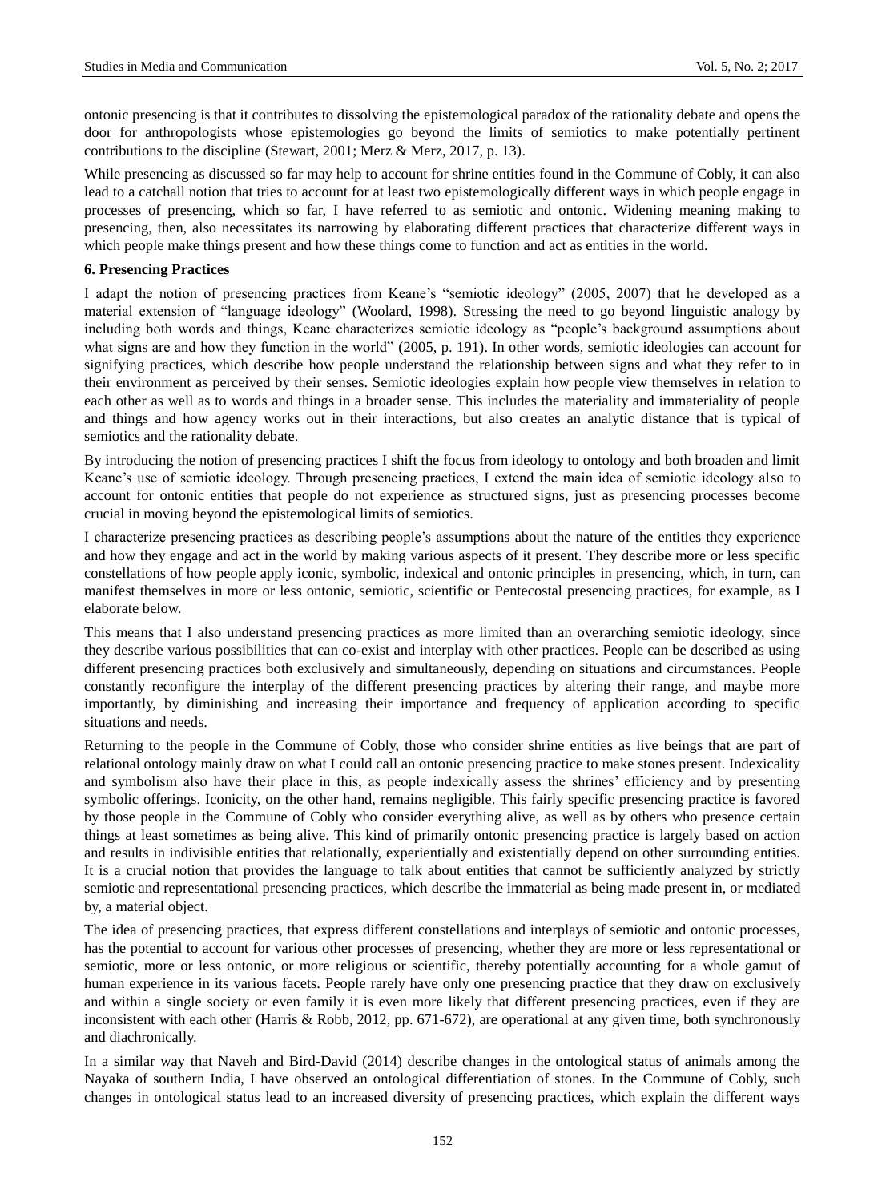ontonic presencing is that it contributes to dissolving the epistemological paradox of the rationality debate and opens the door for anthropologists whose epistemologies go beyond the limits of semiotics to make potentially pertinent contributions to the discipline (Stewart, 2001; Merz & Merz, 2017, p. 13).

While presencing as discussed so far may help to account for shrine entities found in the Commune of Cobly, it can also lead to a catchall notion that tries to account for at least two epistemologically different ways in which people engage in processes of presencing, which so far, I have referred to as semiotic and ontonic. Widening meaning making to presencing, then, also necessitates its narrowing by elaborating different practices that characterize different ways in which people make things present and how these things come to function and act as entities in the world.

**6. Presencing Practices**

I adapt the notion of presencing practices from Keane's "semiotic ideology" (2005, 2007) that he developed as a material extension of "language ideology" (Woolard, 1998). Stressing the need to go beyond linguistic analogy by including both words and things, Keane characterizes semiotic ideology as "people's background assumptions about what signs are and how they function in the world" (2005, p. 191). In other words, semiotic ideologies can account for signifying practices, which describe how people understand the relationship between signs and what they refer to in their environment as perceived by their senses. Semiotic ideologies explain how people view themselves in relation to each other as well as to words and things in a broader sense. This includes the materiality and immateriality of people and things and how agency works out in their interactions, but also creates an analytic distance that is typical of semiotics and the rationality debate.

By introducing the notion of presencing practices I shift the focus from ideology to ontology and both broaden and limit Keane's use of semiotic ideology. Through presencing practices, I extend the main idea of semiotic ideology also to account for ontonic entities that people do not experience as structured signs, just as presencing processes become crucial in moving beyond the epistemological limits of semiotics.

I characterize presencing practices as describing people's assumptions about the nature of the entities they experience and how they engage and act in the world by making various aspects of it present. They describe more or less specific constellations of how people apply iconic, symbolic, indexical and ontonic principles in presencing, which, in turn, can manifest themselves in more or less ontonic, semiotic, scientific or Pentecostal presencing practices, for example, as I elaborate below.

This means that I also understand presencing practices as more limited than an overarching semiotic ideology, since they describe various possibilities that can co-exist and interplay with other practices. People can be described as using different presencing practices both exclusively and simultaneously, depending on situations and circumstances. People constantly reconfigure the interplay of the different presencing practices by altering their range, and maybe more importantly, by diminishing and increasing their importance and frequency of application according to specific situations and needs.

Returning to the people in the Commune of Cobly, those who consider shrine entities as live beings that are part of relational ontology mainly draw on what I could call an ontonic presencing practice to make stones present. Indexicality and symbolism also have their place in this, as people indexically assess the shrines' efficiency and by presenting symbolic offerings. Iconicity, on the other hand, remains negligible. This fairly specific presencing practice is favored by those people in the Commune of Cobly who consider everything alive, as well as by others who presence certain things at least sometimes as being alive. This kind of primarily ontonic presencing practice is largely based on action and results in indivisible entities that relationally, experientially and existentially depend on other surrounding entities. It is a crucial notion that provides the language to talk about entities that cannot be sufficiently analyzed by strictly semiotic and representational presencing practices, which describe the immaterial as being made present in, or mediated by, a material object.

The idea of presencing practices, that express different constellations and interplays of semiotic and ontonic processes, has the potential to account for various other processes of presencing, whether they are more or less representational or semiotic, more or less ontonic, or more religious or scientific, thereby potentially accounting for a whole gamut of human experience in its various facets. People rarely have only one presencing practice that they draw on exclusively and within a single society or even family it is even more likely that different presencing practices, even if they are inconsistent with each other (Harris & Robb, 2012, pp. 671-672), are operational at any given time, both synchronously and diachronically.

In a similar way that Naveh and Bird-David (2014) describe changes in the ontological status of animals among the Nayaka of southern India, I have observed an ontological differentiation of stones. In the Commune of Cobly, such changes in ontological status lead to an increased diversity of presencing practices, which explain the different ways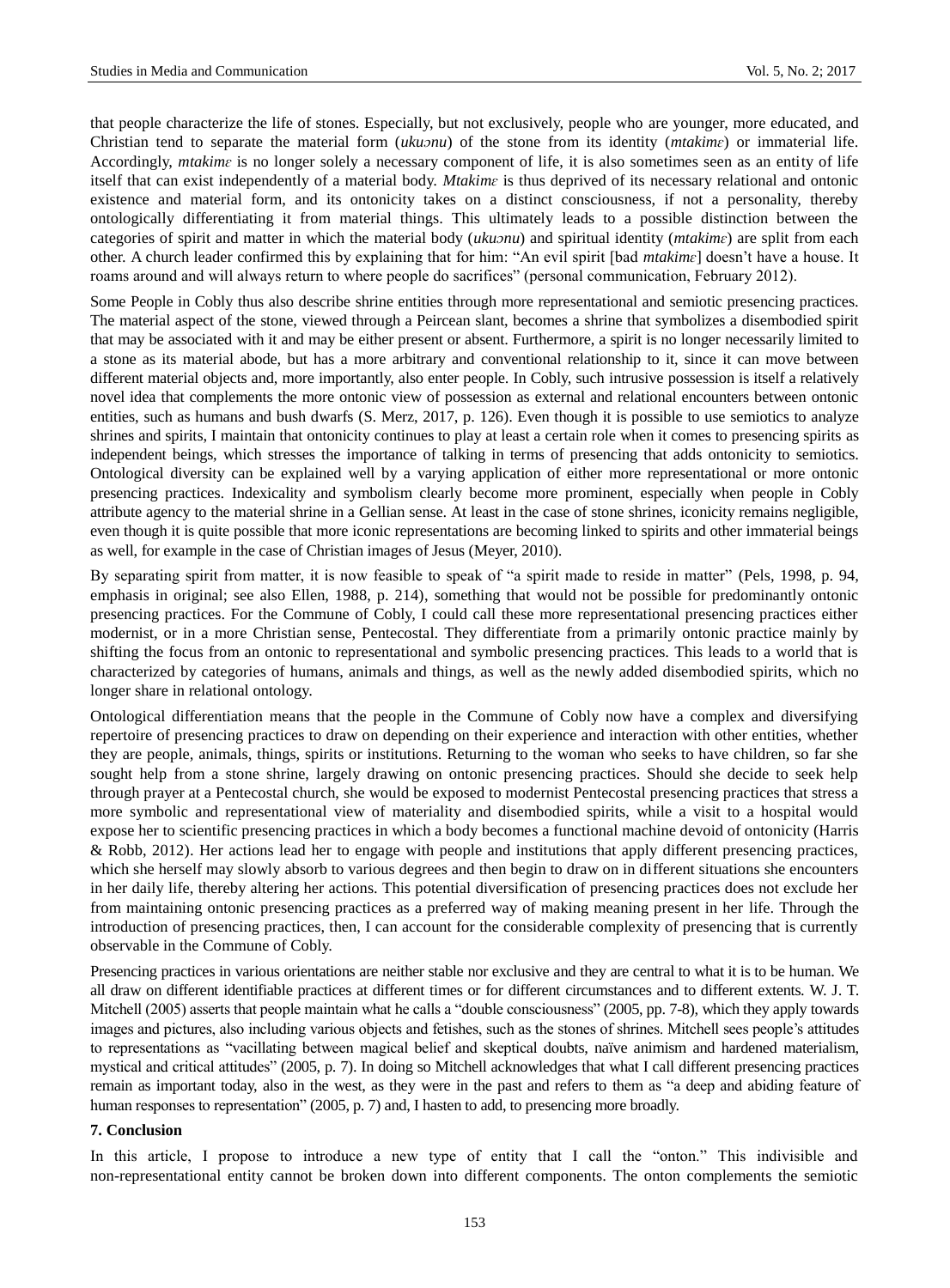that people characterize the life of stones. Especially, but not exclusively, people who are younger, more educated, and Christian tend to separate the material form (*ukuɔnu*) of the stone from its identity (*mtakimɛ*) or immaterial life. Accordingly, *mtakimɛ* is no longer solely a necessary component of life, it is also sometimes seen as an entity of life itself that can exist independently of a material body. *Mtakimɛ* is thus deprived of its necessary relational and ontonic existence and material form, and its ontonicity takes on a distinct consciousness, if not a personality, thereby ontologically differentiating it from material things. This ultimately leads to a possible distinction between the categories of spirit and matter in which the material body (*ukuɔnu*) and spiritual identity (*mtakimɛ*) are split from each other. A church leader confirmed this by explaining that for him: "An evil spirit [bad *mtakimɛ*] doesn't have a house. It roams around and will always return to where people do sacrifices" (personal communication, February 2012).

Some People in Cobly thus also describe shrine entities through more representational and semiotic presencing practices. The material aspect of the stone, viewed through a Peircean slant, becomes a shrine that symbolizes a disembodied spirit that may be associated with it and may be either present or absent. Furthermore, a spirit is no longer necessarily limited to a stone as its material abode, but has a more arbitrary and conventional relationship to it, since it can move between different material objects and, more importantly, also enter people. In Cobly, such intrusive possession is itself a relatively novel idea that complements the more ontonic view of possession as external and relational encounters between ontonic entities, such as humans and bush dwarfs (S. Merz, 2017, p. 126). Even though it is possible to use semiotics to analyze shrines and spirits, I maintain that ontonicity continues to play at least a certain role when it comes to presencing spirits as independent beings, which stresses the importance of talking in terms of presencing that adds ontonicity to semiotics. Ontological diversity can be explained well by a varying application of either more representational or more ontonic presencing practices. Indexicality and symbolism clearly become more prominent, especially when people in Cobly attribute agency to the material shrine in a Gellian sense. At least in the case of stone shrines, iconicity remains negligible, even though it is quite possible that more iconic representations are becoming linked to spirits and other immaterial beings as well, for example in the case of Christian images of Jesus (Meyer, 2010).

By separating spirit from matter, it is now feasible to speak of "a spirit made to reside in matter" (Pels, 1998, p. 94, emphasis in original; see also Ellen, 1988, p. 214), something that would not be possible for predominantly ontonic presencing practices. For the Commune of Cobly, I could call these more representational presencing practices either modernist, or in a more Christian sense, Pentecostal. They differentiate from a primarily ontonic practice mainly by shifting the focus from an ontonic to representational and symbolic presencing practices. This leads to a world that is characterized by categories of humans, animals and things, as well as the newly added disembodied spirits, which no longer share in relational ontology.

Ontological differentiation means that the people in the Commune of Cobly now have a complex and diversifying repertoire of presencing practices to draw on depending on their experience and interaction with other entities, whether they are people, animals, things, spirits or institutions. Returning to the woman who seeks to have children, so far she sought help from a stone shrine, largely drawing on ontonic presencing practices. Should she decide to seek help through prayer at a Pentecostal church, she would be exposed to modernist Pentecostal presencing practices that stress a more symbolic and representational view of materiality and disembodied spirits, while a visit to a hospital would expose her to scientific presencing practices in which a body becomes a functional machine devoid of ontonicity (Harris & Robb, 2012). Her actions lead her to engage with people and institutions that apply different presencing practices, which she herself may slowly absorb to various degrees and then begin to draw on in different situations she encounters in her daily life, thereby altering her actions. This potential diversification of presencing practices does not exclude her from maintaining ontonic presencing practices as a preferred way of making meaning present in her life. Through the introduction of presencing practices, then, I can account for the considerable complexity of presencing that is currently observable in the Commune of Cobly.

Presencing practices in various orientations are neither stable nor exclusive and they are central to what it is to be human. We all draw on different identifiable practices at different times or for different circumstances and to different extents. W. J. T. Mitchell (2005) asserts that people maintain what he calls a "double consciousness" (2005, pp. 7-8), which they apply towards images and pictures, also including various objects and fetishes, such as the stones of shrines. Mitchell sees people's attitudes to representations as "vacillating between magical belief and skeptical doubts, naïve animism and hardened materialism, mystical and critical attitudes" (2005, p. 7). In doing so Mitchell acknowledges that what I call different presencing practices remain as important today, also in the west, as they were in the past and refers to them as "a deep and abiding feature of human responses to representation" (2005, p. 7) and, I hasten to add, to presencing more broadly.

## 7. Conclusion

In this article, I propose to introduce a new type of entity that I call the "onton." This indivisible and non-representational entity cannot be broken down into different components. The onton complements the semiotic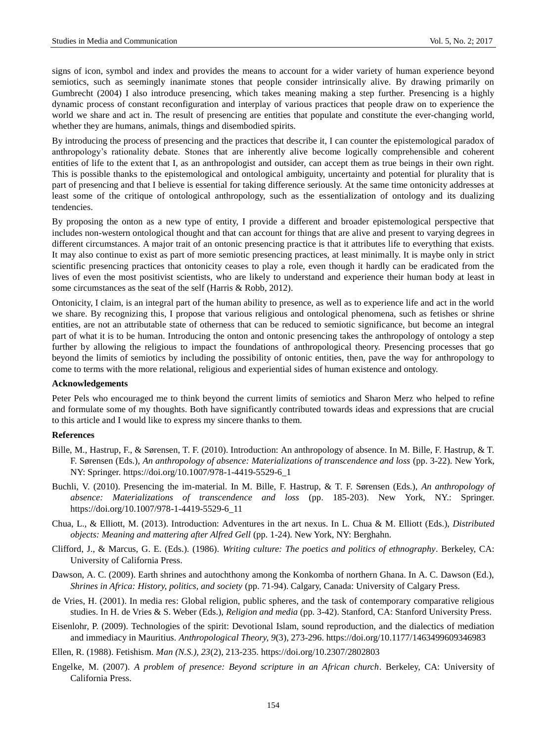signs of icon, symbol and index and provides the means to account for a wider variety of human experience beyond semiotics, such as seemingly inanimate stones that people consider intrinsically alive. By drawing primarily on Gumbrecht (2004) I also introduce presencing, which takes meaning making a step further. Presencing is a highly dynamic process of constant reconfiguration and interplay of various practices that people draw on to experience the world we share and act in. The result of presencing are entities that populate and constitute the ever-changing world, whether they are humans, animals, things and disembodied spirits.

By introducing the process of presencing and the practices that describe it, I can counter the epistemological paradox of anthropology's rationality debate. Stones that are inherently alive become logically comprehensible and coherent entities of life to the extent that I, as an anthropologist and outsider, can accept them as true beings in their own right. This is possible thanks to the epistemological and ontological ambiguity, uncertainty and potential for plurality that is part of presencing and that I believe is essential for taking difference seriously. At the same time ontonicity addresses at least some of the critique of ontological anthropology, such as the essentialization of ontology and its dualizing tendencies.

By proposing the onton as a new type of entity, I provide a different and broader epistemological perspective that includes non-western ontological thought and that can account for things that are alive and present to varying degrees in different circumstances. A major trait of an ontonic presencing practice is that it attributes life to everything that exists. It may also continue to exist as part of more semiotic presencing practices, at least minimally. It is maybe only in strict scientific presencing practices that ontonicity ceases to play a role, even though it hardly can be eradicated from the lives of even the most positivist scientists, who are likely to understand and experience their human body at least in some circumstances as the seat of the self (Harris & Robb, 2012).

Ontonicity, I claim, is an integral part of the human ability to presence, as well as to experience life and act in the world we share. By recognizing this, I propose that various religious and ontological phenomena, such as fetishes or shrine entities, are not an attributable state of otherness that can be reduced to semiotic significance, but become an integral part of what it is to be human. Introducing the onton and ontonic presencing takes the anthropology of ontology a step further by allowing the religious to impact the foundations of anthropological theory. Presencing processes that go beyond the limits of semiotics by including the possibility of ontonic entities, then, pave the way for anthropology to come to terms with the more relational, religious and experiential sides of human existence and ontology.

**Acknowledgements**

Peter Pels who encouraged me to think beyond the current limits of semiotics and Sharon Merz who helped to refine and formulate some of my thoughts. Both have significantly contributed towards ideas and expressions that are crucial to this article and I would like to express my sincere thanks to them.

**References**

Bille, M., Hastrup, F., & Sørensen, T. F. (2010). Introduction: An anthropology of absence. In M. Bille, F. Hastrup, & T. F. Sørensen (Eds.), *An anthropology of absence: Materializations of transcendence and loss* (pp. 3-22). New York, NY: Springer. https://doi.org/10.1007/978-1-4419-5529-6_1

Buchli, V. (2010). Presencing the im-material. In M. Bille, F. Hastrup, & T. F. Sørensen (Eds.), *An anthropology of absence: Materializations of transcendence and loss* (pp. 185-203). New York, NY.: Springer. https://doi.org/10.1007/978-1-4419-5529-6_11

Chua, L., & Elliott, M. (2013). Introduction: Adventures in the art nexus. In L. Chua & M. Elliott (Eds.), *Distributed objects: Meaning and mattering after Alfred Gell* (pp. 1-24). New York, NY: Berghahn.

Clifford, J., & Marcus, G. E. (Eds.). (1986). *Writing culture: The poetics and politics of ethnography*. Berkeley, CA: University of California Press.

Dawson, A. C. (2009). Earth shrines and autochthony among the Konkomba of northern Ghana. In A. C. Dawson (Ed.), *Shrines in Africa: History, politics, and society* (pp. 71-94). Calgary, Canada: University of Calgary Press.

de Vries, H. (2001). In media res: Global religion, public spheres, and the task of contemporary comparative religious studies. In H. de Vries & S. Weber (Eds.), *Religion and media* (pp. 3-42). Stanford, CA: Stanford University Press.

Eisenlohr, P. (2009). Technologies of the spirit: Devotional Islam, sound reproduction, and the dialectics of mediation and immediacy in Mauritius. *Anthropological Theory, 9*(3), 273-296. https://doi.org/10.1177/1463499609346983

Ellen, R. (1988). Fetishism. *Man (N.S.), 23*(2), 213-235. https://doi.org/10.2307/2802803

Engelke, M. (2007). *A problem of presence: Beyond scripture in an African church*. Berkeley, CA: University of California Press.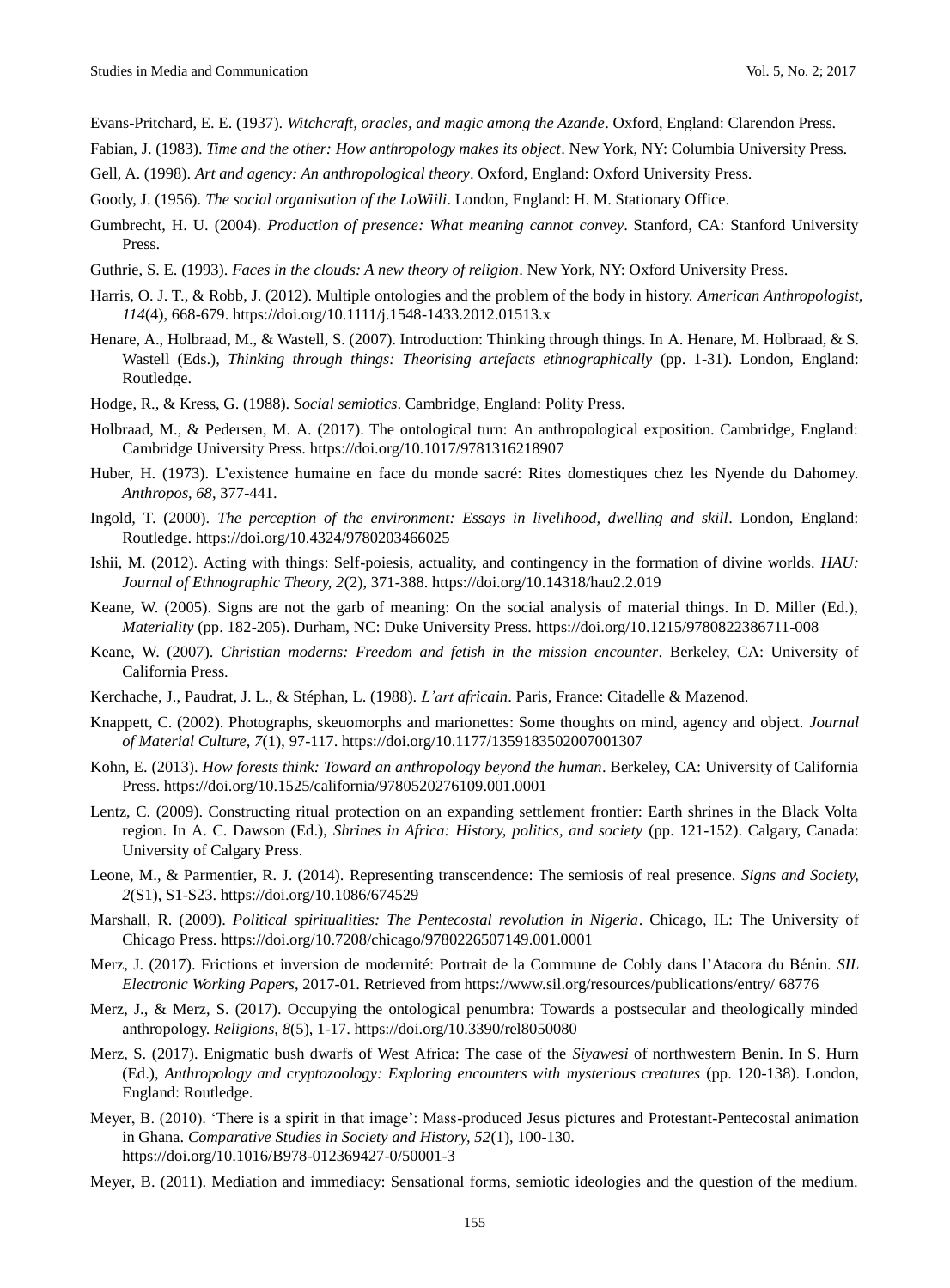Evans-Pritchard, E. E. (1937). *Witchcraft, oracles, and magic among the Azande*. Oxford, England: Clarendon Press.

Fabian, J. (1983). *Time and the other: How anthropology makes its object*. New York, NY: Columbia University Press.

Gell, A. (1998). *Art and agency: An anthropological theory*. Oxford, England: Oxford University Press.

Goody, J. (1956). *The social organisation of the LoWiili*. London, England: H. M. Stationary Office.

Gumbrecht, H. U. (2004). *Production of presence: What meaning cannot convey*. Stanford, CA: Stanford University Press.

Guthrie, S. E. (1993). *Faces in the clouds: A new theory of religion*. New York, NY: Oxford University Press.

Harris, O. J. T., & Robb, J. (2012). Multiple ontologies and the problem of the body in history. *American Anthropologist, 114*(4), 668-679. https://doi.org/10.1111/j.1548-1433.2012.01513.x

Henare, A., Holbraad, M., & Wastell, S. (2007). Introduction: Thinking through things. In A. Henare, M. Holbraad, & S. Wastell (Eds.), *Thinking through things: Theorising artefacts ethnographically* (pp. 1-31). London, England: Routledge.

Hodge, R., & Kress, G. (1988). *Social semiotics*. Cambridge, England: Polity Press.

Holbraad, M., & Pedersen, M. A. (2017). The ontological turn: An anthropological exposition. Cambridge, England: Cambridge University Press. https://doi.org/10.1017/9781316218907

Huber, H. (1973). L'existence humaine en face du monde sacré: Rites domestiques chez les Nyende du Dahomey. *Anthropos, 68*, 377-441.

Ingold, T. (2000). *The perception of the environment: Essays in livelihood, dwelling and skill*. London, England: Routledge. https://doi.org/10.4324/9780203466025

Ishii, M. (2012). Acting with things: Self-poiesis, actuality, and contingency in the formation of divine worlds. *HAU: Journal of Ethnographic Theory, 2*(2), 371-388. https://doi.org/10.14318/hau2.2.019

Keane, W. (2005). Signs are not the garb of meaning: On the social analysis of material things. In D. Miller (Ed.), *Materiality* (pp. 182-205). Durham, NC: Duke University Press. https://doi.org/10.1215/9780822386711-008

Keane, W. (2007). *Christian moderns: Freedom and fetish in the mission encounter*. Berkeley, CA: University of California Press.

Kerchache, J., Paudrat, J. L., & Stéphan, L. (1988). *L'art africain*. Paris, France: Citadelle & Mazenod.

Knappett, C. (2002). Photographs, skeuomorphs and marionettes: Some thoughts on mind, agency and object. *Journal of Material Culture, 7*(1), 97-117. https://doi.org/10.1177/1359183502007001307

Kohn, E. (2013). *How forests think: Toward an anthropology beyond the human*. Berkeley, CA: University of California Press. https://doi.org/10.1525/california/9780520276109.001.0001

Lentz, C. (2009). Constructing ritual protection on an expanding settlement frontier: Earth shrines in the Black Volta region. In A. C. Dawson (Ed.), *Shrines in Africa: History, politics, and society* (pp. 121-152). Calgary, Canada: University of Calgary Press.

Leone, M., & Parmentier, R. J. (2014). Representing transcendence: The semiosis of real presence. *Signs and Society, 2*(S1), S1-S23. https://doi.org/10.1086/674529

Marshall, R. (2009). *Political spiritualities: The Pentecostal revolution in Nigeria*. Chicago, IL: The University of Chicago Press. https://doi.org/10.7208/chicago/9780226507149.001.0001

Merz, J. (2017). Frictions et inversion de modernité: Portrait de la Commune de Cobly dans l'Atacora du Bénin. *SIL Electronic Working Papers*, 2017-01. Retrieved from https://www.sil.org/resources/publications/entry/ 68776

Merz, J., & Merz, S. (2017). Occupying the ontological penumbra: Towards a postsecular and theologically minded anthropology. *Religions, 8*(5), 1-17. https://doi.org/10.3390/rel8050080

Merz, S. (2017). Enigmatic bush dwarfs of West Africa: The case of the *Siyawesi* of northwestern Benin. In S. Hurn (Ed.), *Anthropology and cryptozoology: Exploring encounters with mysterious creatures* (pp. 120-138). London, England: Routledge.

Meyer, B. (2010). 'There is a spirit in that image': Mass-produced Jesus pictures and Protestant-Pentecostal animation in Ghana. *Comparative Studies in Society and History, 52*(1), 100-130. https://doi.org/10.1016/B978-012369427-0/50001-3

Meyer, B. (2011). Mediation and immediacy: Sensational forms, semiotic ideologies and the question of the medium.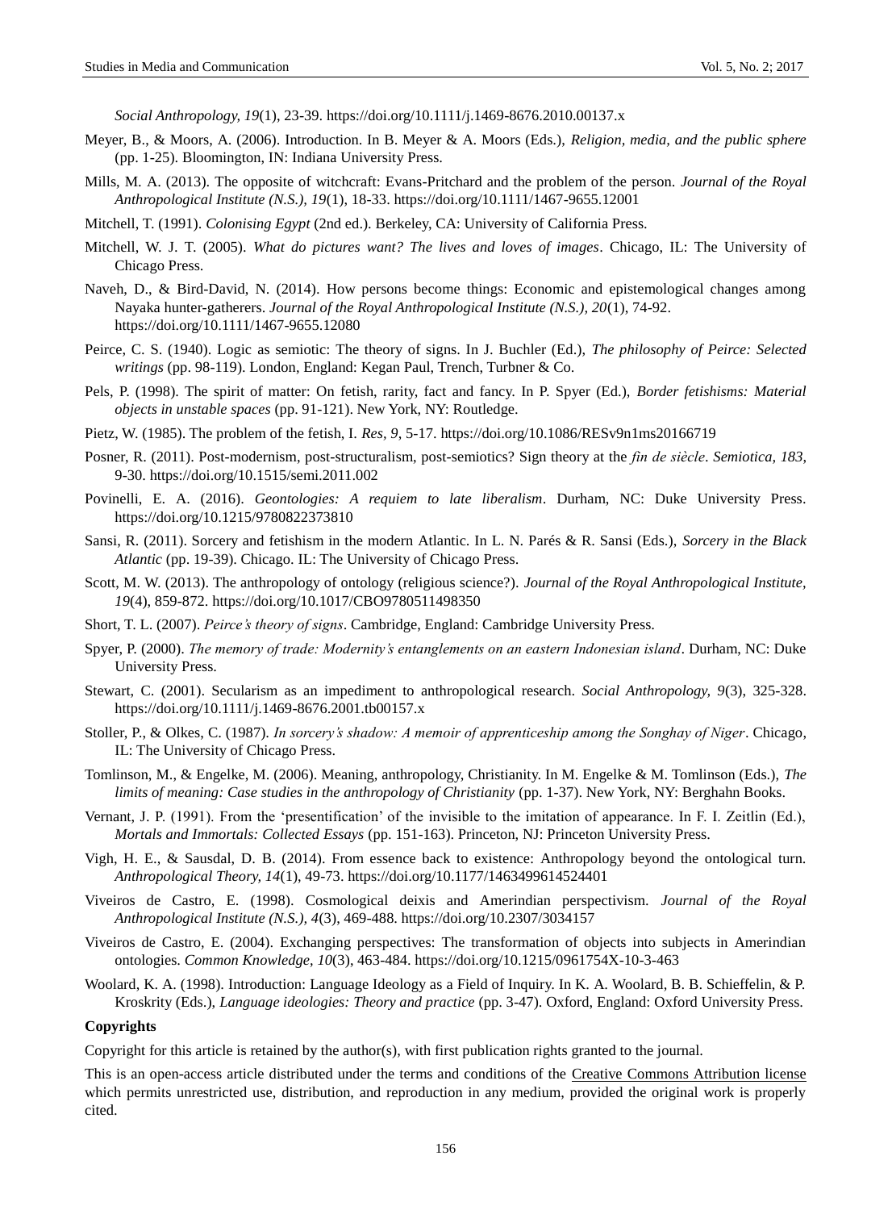*Social Anthropology, 19*(1), 23-39. https://doi.org/10.1111/j.1469-8676.2010.00137.x

Meyer, B., & Moors, A. (2006). Introduction. In B. Meyer & A. Moors (Eds.), *Religion, media, and the public sphere* (pp. 1-25). Bloomington, IN: Indiana University Press.

Mills, M. A. (2013). The opposite of witchcraft: Evans-Pritchard and the problem of the person. *Journal of the Royal Anthropological Institute (N.S.), 19*(1), 18-33. https://doi.org/10.1111/1467-9655.12001

Mitchell, T. (1991). *Colonising Egypt* (2nd ed.). Berkeley, CA: University of California Press.

Mitchell, W. J. T. (2005). *What do pictures want? The lives and loves of images*. Chicago, IL: The University of Chicago Press.

Naveh, D., & Bird-David, N. (2014). How persons become things: Economic and epistemological changes among Nayaka hunter-gatherers. *Journal of the Royal Anthropological Institute (N.S.), 20*(1), 74-92. https://doi.org/10.1111/1467-9655.12080

Peirce, C. S. (1940). Logic as semiotic: The theory of signs. In J. Buchler (Ed.), *The philosophy of Peirce: Selected writings* (pp. 98-119). London, England: Kegan Paul, Trench, Turbner & Co.

Pels, P. (1998). The spirit of matter: On fetish, rarity, fact and fancy. In P. Spyer (Ed.), *Border fetishisms: Material objects in unstable spaces* (pp. 91-121). New York, NY: Routledge.

Pietz, W. (1985). The problem of the fetish, I. *Res, 9*, 5-17. https://doi.org/10.1086/RESv9n1ms20166719

Posner, R. (2011). Post-modernism, post-structuralism, post-semiotics? Sign theory at the *fin de siècle*. *Semiotica, 183*, 9-30. https://doi.org/10.1515/semi.2011.002

Povinelli, E. A. (2016). *Geontologies: A requiem to late liberalism*. Durham, NC: Duke University Press. https://doi.org/10.1215/9780822373810

Sansi, R. (2011). Sorcery and fetishism in the modern Atlantic. In L. N. Parés & R. Sansi (Eds.), *Sorcery in the Black Atlantic* (pp. 19-39). Chicago. IL: The University of Chicago Press.

Scott, M. W. (2013). The anthropology of ontology (religious science?). *Journal of the Royal Anthropological Institute, 19*(4), 859-872. https://doi.org/10.1017/CBO9780511498350

Short, T. L. (2007). *Peirce's theory of signs*. Cambridge, England: Cambridge University Press.

Spyer, P. (2000). *The memory of trade: Modernity's entanglements on an eastern Indonesian island*. Durham, NC: Duke University Press.

Stewart, C. (2001). Secularism as an impediment to anthropological research. *Social Anthropology, 9*(3), 325-328. https://doi.org/10.1111/j.1469-8676.2001.tb00157.x

Stoller, P., & Olkes, C. (1987). *In sorcery's shadow: A memoir of apprenticeship among the Songhay of Niger*. Chicago, IL: The University of Chicago Press.

Tomlinson, M., & Engelke, M. (2006). Meaning, anthropology, Christianity. In M. Engelke & M. Tomlinson (Eds.), *The limits of meaning: Case studies in the anthropology of Christianity* (pp. 1-37). New York, NY: Berghahn Books.

Vernant, J. P. (1991). From the 'presentification' of the invisible to the imitation of appearance. In F. I. Zeitlin (Ed.), *Mortals and Immortals: Collected Essays* (pp. 151-163). Princeton, NJ: Princeton University Press.

Vigh, H. E., & Sausdal, D. B. (2014). From essence back to existence: Anthropology beyond the ontological turn. *Anthropological Theory, 14*(1), 49-73. https://doi.org/10.1177/1463499614524401

Viveiros de Castro, E. (1998). Cosmological deixis and Amerindian perspectivism. *Journal of the Royal Anthropological Institute (N.S.), 4*(3), 469-488. https://doi.org/10.2307/3034157

Viveiros de Castro, E. (2004). Exchanging perspectives: The transformation of objects into subjects in Amerindian ontologies. *Common Knowledge, 10*(3), 463-484. https://doi.org/10.1215/0961754X-10-3-463

Woolard, K. A. (1998). Introduction: Language Ideology as a Field of Inquiry. In K. A. Woolard, B. B. Schieffelin, & P. Kroskrity (Eds.), *Language ideologies: Theory and practice* (pp. 3-47). Oxford, England: Oxford University Press.

**Copyrights**

Copyright for this article is retained by the author(s), with first publication rights granted to the journal.

This is an open-access article distributed under the terms and conditions of the Creative Commons Attribution license which permits unrestricted use, distribution, and reproduction in any medium, provided the original work is properly cited.